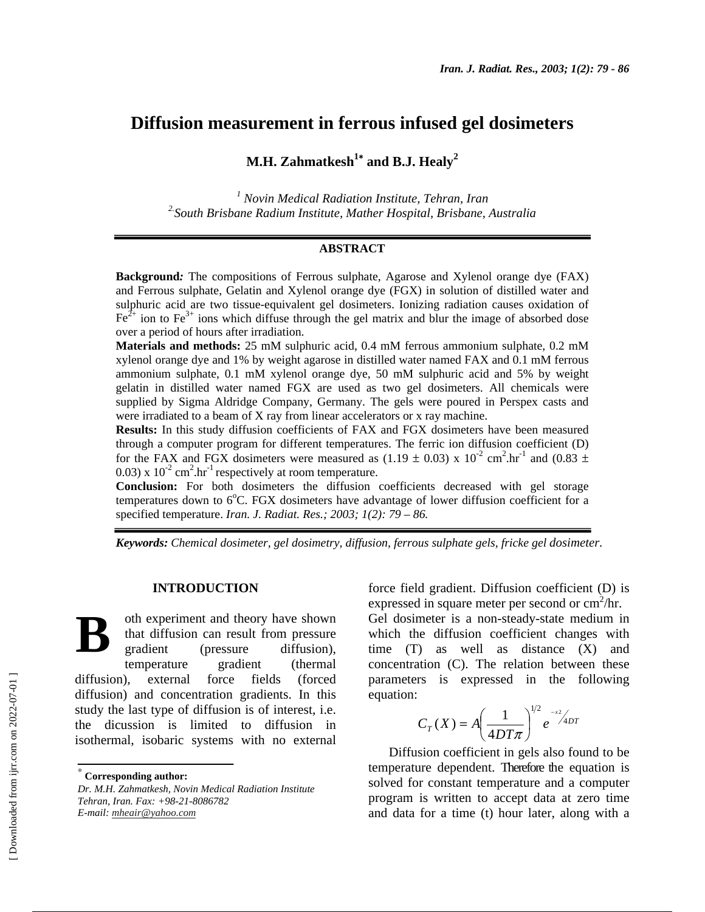# Diffusion measurement in ferrous infused gel dosimeters

**M.H. Zahmatkesh[1*] and B.J. Healy[2]**

*[1] Novin Medical Radiation Institute, Tehran, Iran*
*[2] South Brisbane Radium Institute, Mather Hospital, Brisbane, Australia*

## ABSTRACT

**Background:** The compositions of Ferrous sulphate, Agarose and Xylenol orange dye (FAX) and Ferrous sulphate, Gelatin and Xylenol orange dye (FGX) in solution of distilled water and sulphuric acid are two tissue-equivalent gel dosimeters. Ionizing radiation causes oxidation of $Fe^{2+}$ ion to $Fe^{3+}$ ions which diffuse through the gel matrix and blur the image of absorbed dose over a period of hours after irradiation.

**Materials and methods:** 25 mM sulphuric acid, 0.4 mM ferrous ammonium sulphate, 0.2 mM xylenol orange dye and 1% by weight agarose in distilled water named FAX and 0.1 mM ferrous ammonium sulphate, 0.1 mM xylenol orange dye, 50 mM sulphuric acid and 5% by weight gelatin in distilled water named FGX are used as two gel dosimeters. All chemicals were supplied by Sigma Aldridge Company, Germany. The gels were poured in Perspex casts and were irradiated to a beam of X ray from linear accelerators or x ray machine.

**Results:** In this study diffusion coefficients of FAX and FGX dosimeters have been measured through a computer program for different temperatures. The ferric ion diffusion coefficient (D) for the FAX and FGX dosimeters were measured as $(1.19 \pm 0.03) \times 10^{-2}$ $cm^2.hr^{-1}$ and $(0.83 \pm 0.03) \times 10^{-2}$ $cm^2.hr^{-1}$ respectively at room temperature.

**Conclusion:** For both dosimeters the diffusion coefficients decreased with gel storage temperatures down to $6^oC$. FGX dosimeters have advantage of lower diffusion coefficient for a specified temperature. *Iran. J. Radiat. Res.; 2003; 1(2): 79 – 86.*

***Keywords:*** *Chemical dosimeter, gel dosimetry, diffusion, ferrous sulphate gels, fricke gel dosimeter.*

## INTRODUCTION

Both experiment and theory have shown that diffusion can result from pressure gradient (pressure diffusion), temperature gradient (thermal diffusion), external force fields (forced diffusion) and concentration gradients. In this study the last type of diffusion is of interest, i.e. the dicussion is limited to diffusion in isothermal, isobaric systems with no external force field gradient. Diffusion coefficient (D) is expressed in square meter per second or $cm^2$/hr.

Gel dosimeter is a non-steady-state medium in which the diffusion coefficient changes with time (T) as well as distance (X) and concentration (C). The relation between these parameters is expressed in the following equation:

$$C_T(X) = A\left(\frac{1}{4DT\pi}\right)^{1/2} e^{-x^2/4DT}$$

Diffusion coefficient in gels also found to be temperature dependent. Therefore the equation is solved for constant temperature and a computer program is written to accept data at zero time and data for a time (t) hour later, along with a

---

\* **Corresponding author:**
*Dr. M.H. Zahmatkesh, Novin Medical Radiation Institute Tehran, Iran. Fax: +98-21-8086782*
*E-mail: mheair@yahoo.com*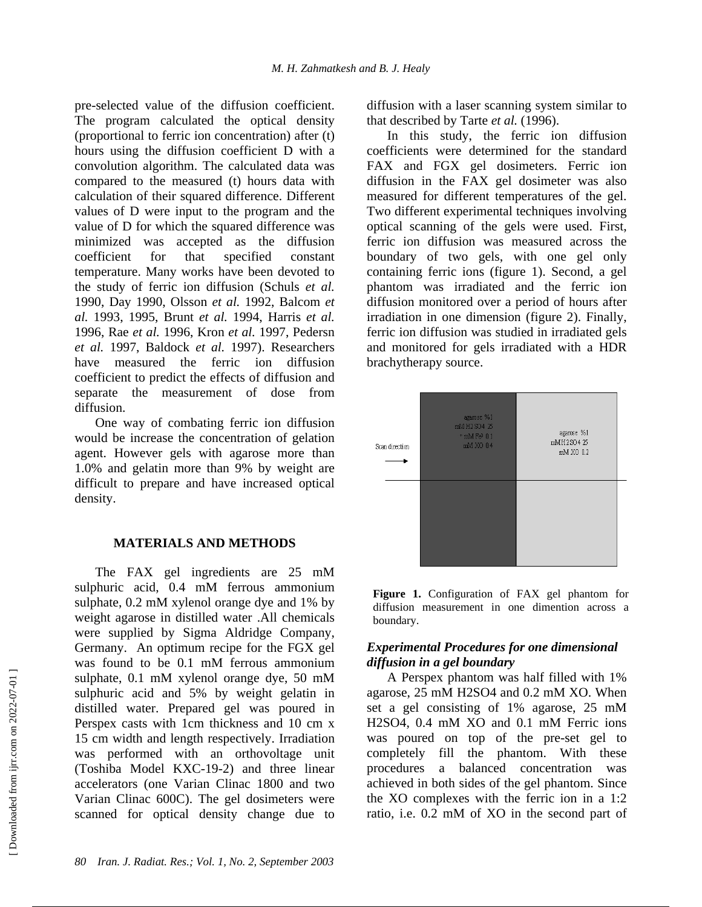pre-selected value of the diffusion coefficient. The program calculated the optical density (proportional to ferric ion concentration) after (t) hours using the diffusion coefficient D with a convolution algorithm. The calculated data was compared to the measured (t) hours data with calculation of their squared difference. Different values of D were input to the program and the value of D for which the squared difference was minimized was accepted as the diffusion coefficient for that specified constant temperature. Many works have been devoted to the study of ferric ion diffusion (Schuls *et al.* 1990, Day 1990, Olsson *et al.* 1992, Balcom *et al.* 1993, 1995, Brunt *et al.* 1994, Harris *et al.* 1996, Rae *et al.* 1996, Kron *et al.* 1997, Pedersn *et al.* 1997, Baldock *et al.* 1997). Researchers have measured the ferric ion diffusion coefficient to predict the effects of diffusion and separate the measurement of dose from diffusion.

One way of combating ferric ion diffusion would be increase the concentration of gelation agent. However gels with agarose more than 1.0% and gelatin more than 9% by weight are difficult to prepare and have increased optical density.

## MATERIALS AND METHODS

The FAX gel ingredients are 25 mM sulphuric acid, 0.4 mM ferrous ammonium sulphate, 0.2 mM xylenol orange dye and 1% by weight agarose in distilled water .All chemicals were supplied by Sigma Aldridge Company, Germany. An optimum recipe for the FGX gel was found to be 0.1 mM ferrous ammonium sulphate, 0.1 mM xylenol orange dye, 50 mM sulphuric acid and 5% by weight gelatin in distilled water. Prepared gel was poured in Perspex casts with 1cm thickness and 10 cm x 15 cm width and length respectively. Irradiation was performed with an orthovoltage unit (Toshiba Model KXC-19-2) and three linear accelerators (one Varian Clinac 1800 and two Varian Clinac 600C). The gel dosimeters were scanned for optical density change due to diffusion with a laser scanning system similar to that described by Tarte *et al.* (1996).

In this study, the ferric ion diffusion coefficients were determined for the standard FAX and FGX gel dosimeters. Ferric ion diffusion in the FAX gel dosimeter was also measured for different temperatures of the gel. Two different experimental techniques involving optical scanning of the gels were used. First, ferric ion diffusion was measured across the boundary of two gels, with one gel only containing ferric ions (figure 1). Second, a gel phantom was irradiated and the ferric ion diffusion monitored over a period of hours after irradiation in one dimension (figure 2). Finally, ferric ion diffusion was studied in irradiated gels and monitored for gels irradiated with a HDR brachytherapy source.

**Figure 1.** Configuration of FAX gel phantom for diffusion measurement in one dimention across a boundary.

### *Experimental Procedures for one dimensional diffusion in a gel boundary*

A Perspex phantom was half filled with 1% agarose, 25 mM $H_2SO_4$ and 0.2 mM XO. When set a gel consisting of 1% agarose, 25 mM $H_2SO_4$, 0.4 mM XO and 0.1 mM Ferric ions was poured on top of the pre-set gel to completely fill the phantom. With these procedures a balanced concentration was achieved in both sides of the gel phantom. Since the XO complexes with the ferric ion in a 1:2 ratio, i.e. 0.2 mM of XO in the second part of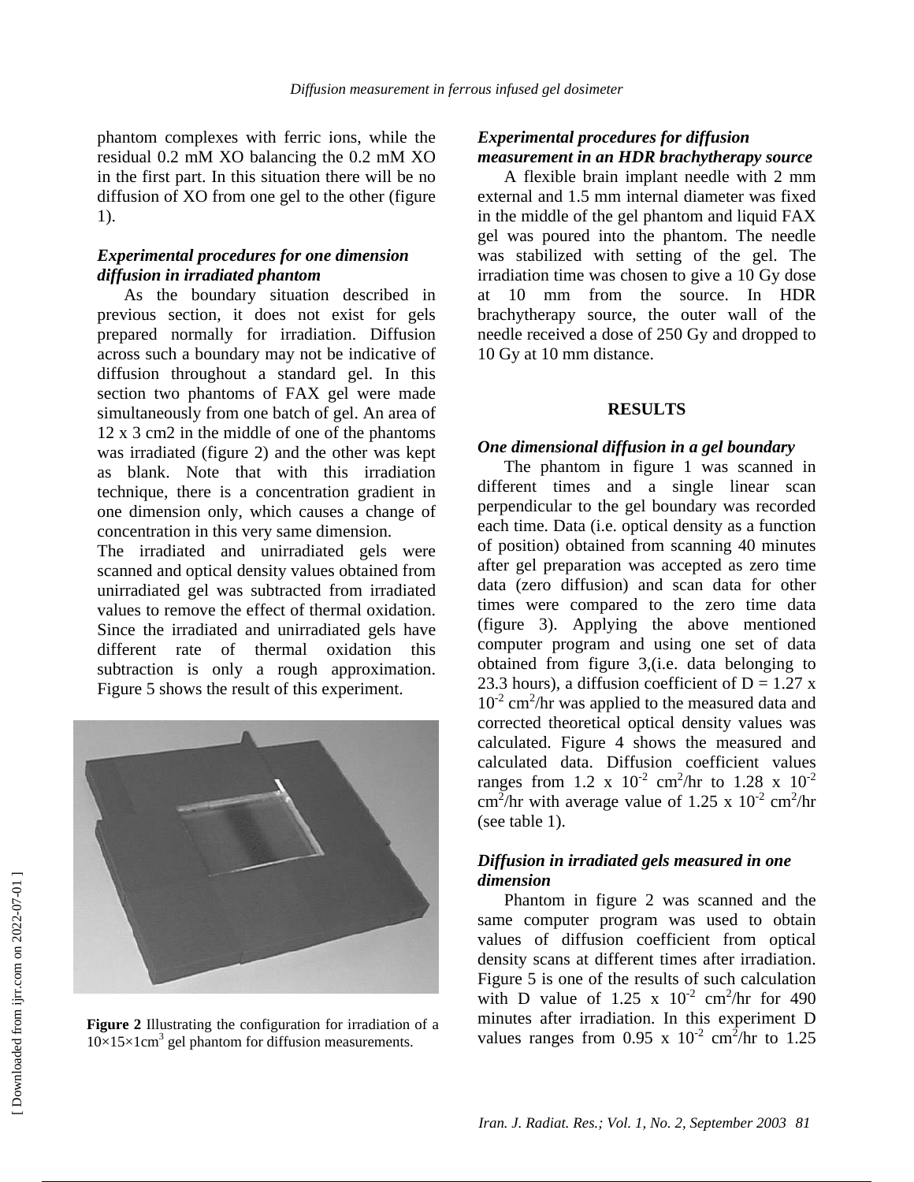phantom complexes with ferric ions, while the residual 0.2 mM XO balancing the 0.2 mM XO in the first part. In this situation there will be no diffusion of XO from one gel to the other (figure 1).

### *Experimental procedures for one dimension diffusion in irradiated phantom*

As the boundary situation described in previous section, it does not exist for gels prepared normally for irradiation. Diffusion across such a boundary may not be indicative of diffusion throughout a standard gel. In this section two phantoms of FAX gel were made simultaneously from one batch of gel. An area of 12 x 3 cm2 in the middle of one of the phantoms was irradiated (figure 2) and the other was kept as blank. Note that with this irradiation technique, there is a concentration gradient in one dimension only, which causes a change of concentration in this very same dimension.

The irradiated and unirradiated gels were scanned and optical density values obtained from unirradiated gel was subtracted from irradiated values to remove the effect of thermal oxidation. Since the irradiated and unirradiated gels have different rate of thermal oxidation this subtraction is only a rough approximation. Figure 5 shows the result of this experiment.

**Figure 2** Illustrating the configuration for irradiation of a $10\times15\times1\text{cm}^3$ gel phantom for diffusion measurements.

### *Experimental procedures for diffusion measurement in an HDR brachytherapy source*

A flexible brain implant needle with 2 mm external and 1.5 mm internal diameter was fixed in the middle of the gel phantom and liquid FAX gel was poured into the phantom. The needle was stabilized with setting of the gel. The irradiation time was chosen to give a 10 Gy dose at 10 mm from the source. In HDR brachytherapy source, the outer wall of the needle received a dose of 250 Gy and dropped to 10 Gy at 10 mm distance.

## RESULTS

### *One dimensional diffusion in a gel boundary*

The phantom in figure 1 was scanned in different times and a single linear scan perpendicular to the gel boundary was recorded each time. Data (i.e. optical density as a function of position) obtained from scanning 40 minutes after gel preparation was accepted as zero time data (zero diffusion) and scan data for other times were compared to the zero time data (figure 3). Applying the above mentioned computer program and using one set of data obtained from figure 3,(i.e. data belonging to 23.3 hours), a diffusion coefficient of $D = 1.27 \times 10^{-2}$ cm$^2$/hr was applied to the measured data and corrected theoretical optical density values was calculated. Figure 4 shows the measured and calculated data. Diffusion coefficient values ranges from $1.2 \times 10^{-2}$ cm$^2$/hr to $1.28 \times 10^{-2}$ cm$^2$/hr with average value of $1.25 \times 10^{-2}$ cm$^2$/hr (see table 1).

### *Diffusion in irradiated gels measured in one dimension*

Phantom in figure 2 was scanned and the same computer program was used to obtain values of diffusion coefficient from optical density scans at different times after irradiation. Figure 5 is one of the results of such calculation with D value of $1.25 \times 10^{-2}$ cm$^2$/hr for 490 minutes after irradiation. In this experiment D values ranges from $0.95 \times 10^{-2}$ cm$^2$/hr to 1.25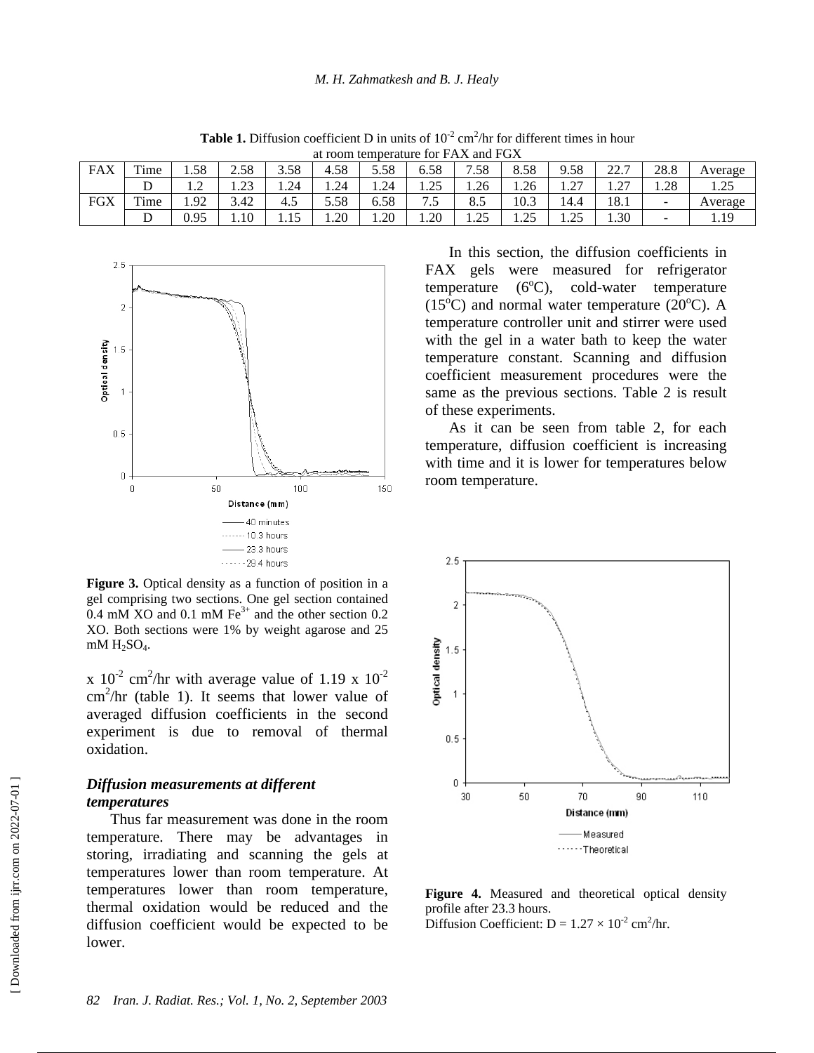**Table 1.** Diffusion coefficient D in units of $10^{-2}$ $cm^2$/hr for different times in hour at room temperature for FAX and FGX

| FAX | Time | 1.58 | 2.58 | 3.58 | 4.58 | 5.58 | 6.58 | 7.58 | 8.58 | 9.58 | 22.7 | 28.8 | Average |
|---|---|---|---|---|---|---|---|---|---|---|---|---|---|
| | D | 1.2 | 1.23 | 1.24 | 1.24 | 1.24 | 1.25 | 1.26 | 1.26 | 1.27 | 1.27 | 1.28 | 1.25 |
| FGX | Time | 1.92 | 3.42 | 4.5 | 5.58 | 6.58 | 7.5 | 8.5 | 10.3 | 14.4 | 18.1 | - | Average |
| | D | 0.95 | 1.10 | 1.15 | 1.20 | 1.20 | 1.20 | 1.25 | 1.25 | 1.25 | 1.30 | - | 1.19 |

**Figure 3.** Optical density as a function of position in a gel comprising two sections. One gel section contained 0.4 mM XO and 0.1 mM $Fe^{3+}$ and the other section 0.2 XO. Both sections were 1% by weight agarose and 25 mM $H_2SO_4$.

x $10^{-2}$ $cm^2$/hr with average value of 1.19 x $10^{-2}$ $cm^2$/hr (table 1). It seems that lower value of averaged diffusion coefficients in the second experiment is due to removal of thermal oxidation.

### *Diffusion measurements at different temperatures*

Thus far measurement was done in the room temperature. There may be advantages in storing, irradiating and scanning the gels at temperatures lower than room temperature. At temperatures lower than room temperature, thermal oxidation would be reduced and the diffusion coefficient would be expected to be lower.

In this section, the diffusion coefficients in FAX gels were measured for refrigerator temperature (6$^o$C), cold-water temperature (15$^o$C) and normal water temperature (20$^o$C). A temperature controller unit and stirrer were used with the gel in a water bath to keep the water temperature constant. Scanning and diffusion coefficient measurement procedures were the same as the previous sections. Table 2 is result of these experiments.

As it can be seen from table 2, for each temperature, diffusion coefficient is increasing with time and it is lower for temperatures below room temperature.

**Figure 4.** Measured and theoretical optical density profile after 23.3 hours.
Diffusion Coefficient: D = 1.27 × $10^{-2}$ $cm^2$/hr.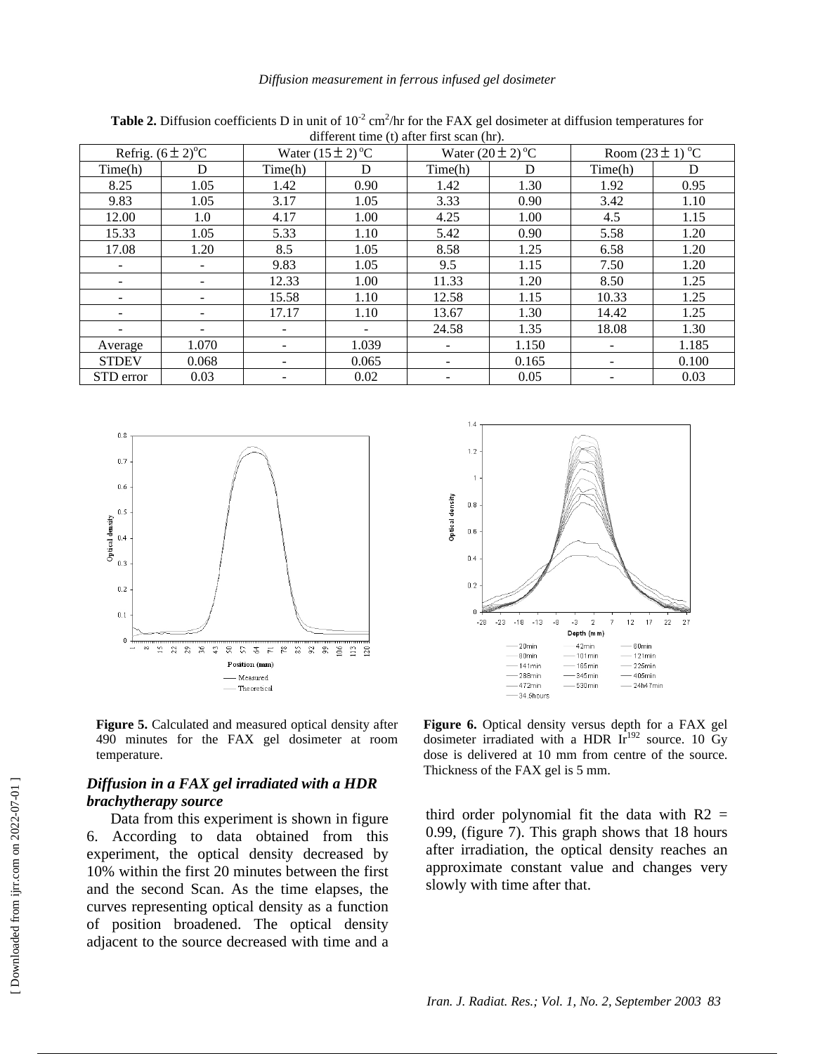**Table 2.** Diffusion coefficients D in unit of $10^{-2}$ $cm^2/hr$ for the FAX gel dosimeter at diffusion temperatures for different time (t) after first scan (hr).

| Refrig. (6 ± 2)°C | | Water (15 ± 2) °C | | Water (20 ± 2) °C | | Room (23 ± 1) °C | |
|---|---|---|---|---|---|---|---|
| Time(h) | D | Time(h) | D | Time(h) | D | Time(h) | D |
| 8.25 | 1.05 | 1.42 | 0.90 | 1.42 | 1.30 | 1.92 | 0.95 |
| 9.83 | 1.05 | 3.17 | 1.05 | 3.33 | 0.90 | 3.42 | 1.10 |
| 12.00 | 1.0 | 4.17 | 1.00 | 4.25 | 1.00 | 4.5 | 1.15 |
| 15.33 | 1.05 | 5.33 | 1.10 | 5.42 | 0.90 | 5.58 | 1.20 |
| 17.08 | 1.20 | 8.5 | 1.05 | 8.58 | 1.25 | 6.58 | 1.20 |
| - | - | 9.83 | 1.05 | 9.5 | 1.15 | 7.50 | 1.20 |
| - | - | 12.33 | 1.00 | 11.33 | 1.20 | 8.50 | 1.25 |
| - | - | 15.58 | 1.10 | 12.58 | 1.15 | 10.33 | 1.25 |
| - | - | 17.17 | 1.10 | 13.67 | 1.30 | 14.42 | 1.25 |
| - | - | - | - | 24.58 | 1.35 | 18.08 | 1.30 |
| Average | 1.070 | - | 1.039 | - | 1.150 | - | 1.185 |
| STDEV | 0.068 | - | 0.065 | - | 0.165 | - | 0.100 |
| STD error | 0.03 | - | 0.02 | - | 0.05 | - | 0.03 |

**Figure 5.** Calculated and measured optical density after 490 minutes for the FAX gel dosimeter at room temperature.

**Figure 6.** Optical density versus depth for a FAX gel dosimeter irradiated with a HDR $Ir^{192}$ source. 10 Gy dose is delivered at 10 mm from centre of the source. Thickness of the FAX gel is 5 mm.

### *Diffusion in a FAX gel irradiated with a HDR brachytherapy source*

Data from this experiment is shown in figure 6. According to data obtained from this experiment, the optical density decreased by 10% within the first 20 minutes between the first and the second Scan. As the time elapses, the curves representing optical density as a function of position broadened. The optical density adjacent to the source decreased with time and a third order polynomial fit the data with R2 = 0.99, (figure 7). This graph shows that 18 hours after irradiation, the optical density reaches an approximate constant value and changes very slowly with time after that.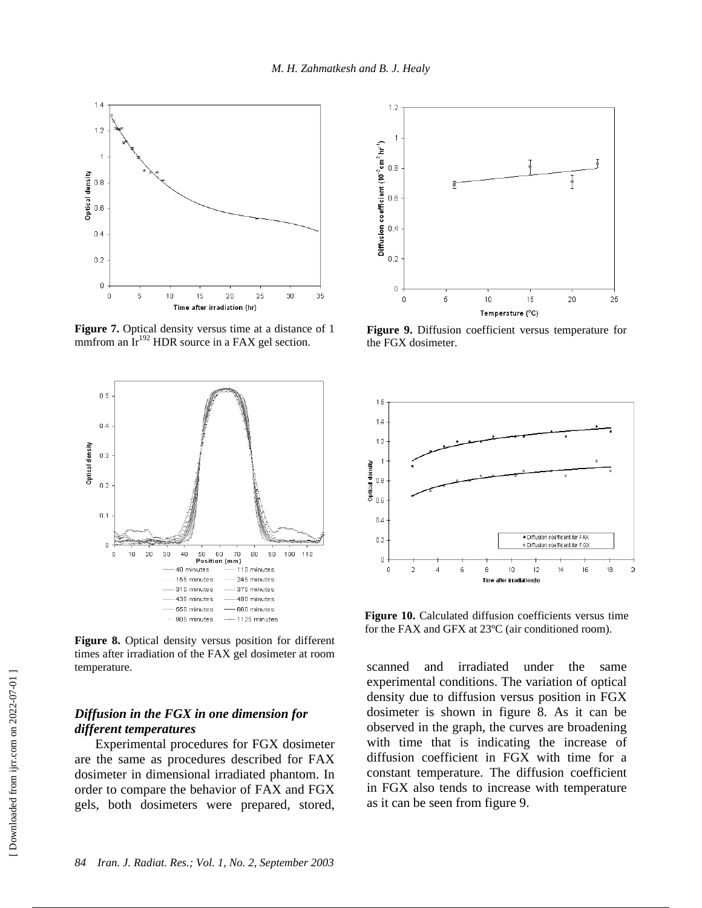Figure 7. Optical density versus time at a distance of 1 mmfrom an $Ir^{192}$ HDR source in a FAX gel section.

Figure 9. Diffusion coefficient versus temperature for the FGX dosimeter.

Figure 8. Optical density versus position for different times after irradiation of the FAX gel dosimeter at room temperature.

Figure 10. Calculated diffusion coefficients versus time for the FAX and GFX at 23ºC (air conditioned room).

### *Diffusion in the FGX in one dimension for different temperatures*

Experimental procedures for FGX dosimeter are the same as procedures described for FAX dosimeter in dimensional irradiated phantom. In order to compare the behavior of FAX and FGX gels, both dosimeters were prepared, stored, scanned and irradiated under the same experimental conditions. The variation of optical density due to diffusion versus position in FGX dosimeter is shown in figure 8. As it can be observed in the graph, the curves are broadening with time that is indicating the increase of diffusion coefficient in FGX with time for a constant temperature. The diffusion coefficient in FGX also tends to increase with temperature as it can be seen from figure 9.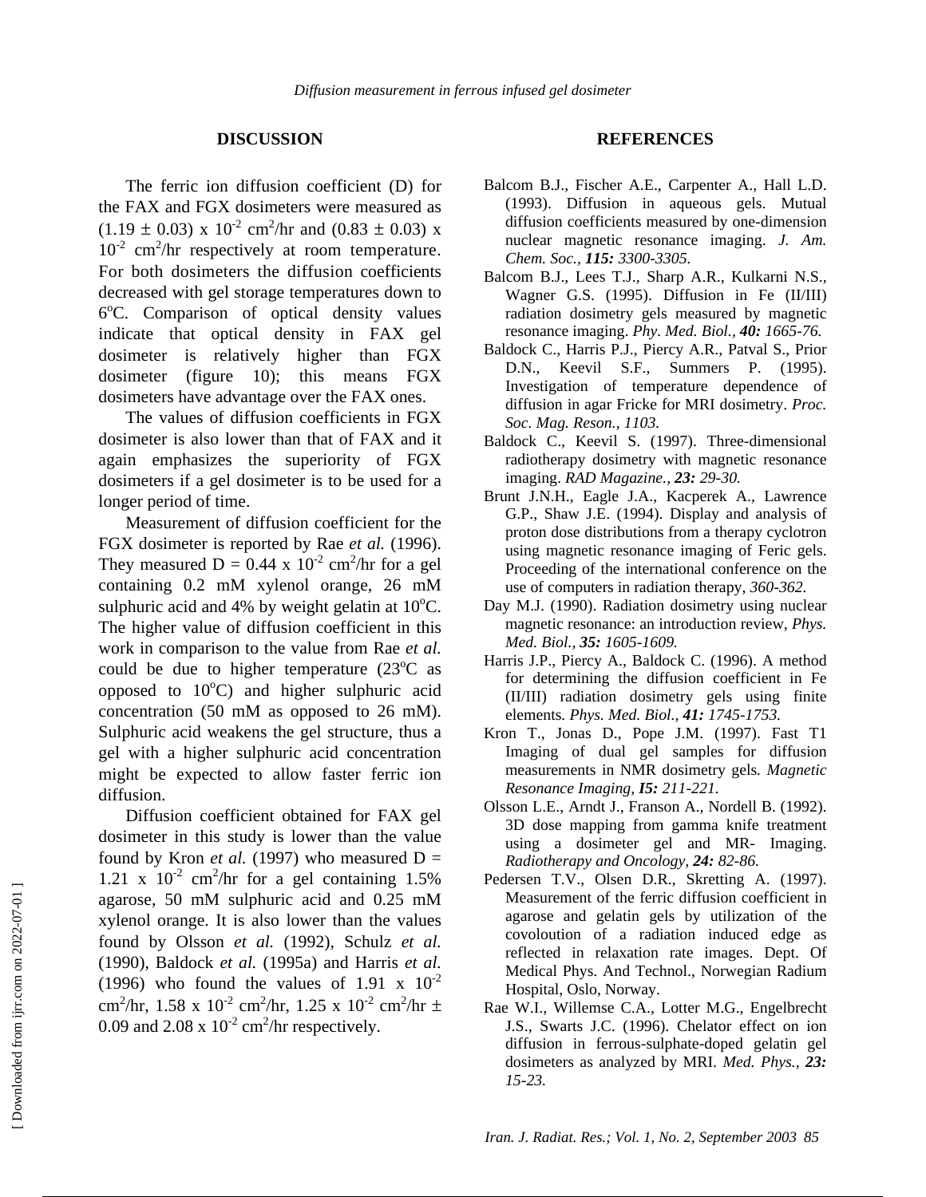## DISCUSSION

The ferric ion diffusion coefficient (D) for the FAX and FGX dosimeters were measured as $(1.19 \pm 0.03) \times 10^{-2}$ cm$^2$/hr and $(0.83 \pm 0.03) \times 10^{-2}$ cm$^2$/hr respectively at room temperature. For both dosimeters the diffusion coefficients decreased with gel storage temperatures down to 6$^o$C. Comparison of optical density values indicate that optical density in FAX gel dosimeter is relatively higher than FGX dosimeter (figure 10); this means FGX dosimeters have advantage over the FAX ones.

The values of diffusion coefficients in FGX dosimeter is also lower than that of FAX and it again emphasizes the superiority of FGX dosimeters if a gel dosimeter is to be used for a longer period of time.

Measurement of diffusion coefficient for the FGX dosimeter is reported by Rae *et al.* (1996). They measured $D = 0.44 \times 10^{-2}$ cm$^2$/hr for a gel containing 0.2 mM xylenol orange, 26 mM sulphuric acid and 4% by weight gelatin at 10$^o$C. The higher value of diffusion coefficient in this work in comparison to the value from Rae *et al.* could be due to higher temperature (23$^o$C as opposed to 10$^o$C) and higher sulphuric acid concentration (50 mM as opposed to 26 mM). Sulphuric acid weakens the gel structure, thus a gel with a higher sulphuric acid concentration might be expected to allow faster ferric ion diffusion.

Diffusion coefficient obtained for FAX gel dosimeter in this study is lower than the value found by Kron *et al.* (1997) who measured $D = 1.21 \times 10^{-2}$ cm$^2$/hr for a gel containing 1.5% agarose, 50 mM sulphuric acid and 0.25 mM xylenol orange. It is also lower than the values found by Olsson *et al.* (1992), Schulz *et al.* (1990), Baldock *et al.* (1995a) and Harris *et al.* (1996) who found the values of $1.91 \times 10^{-2}$ cm$^2$/hr, $1.58 \times 10^{-2}$ cm$^2$/hr, $1.25 \times 10^{-2}$ cm$^2$/hr $\pm$ 0.09 and $2.08 \times 10^{-2}$ cm$^2$/hr respectively.

## REFERENCES

Balcom B.J., Fischer A.E., Carpenter A., Hall L.D. (1993). Diffusion in aqueous gels. Mutual diffusion coefficients measured by one-dimension nuclear magnetic resonance imaging. *J. Am. Chem. Soc., **115:** 3300-3305.*

Balcom B.J., Lees T.J., Sharp A.R., Kulkarni N.S., Wagner G.S. (1995). Diffusion in Fe (II/III) radiation dosimetry gels measured by magnetic resonance imaging. *Phy. Med. Biol., **40:** 1665-76.*

Baldock C., Harris P.J., Piercy A.R., Patval S., Prior D.N., Keevil S.F., Summers P. (1995). Investigation of temperature dependence of diffusion in agar Fricke for MRI dosimetry. *Proc. Soc. Mag. Reson., 1103.*

Baldock C., Keevil S. (1997). Three-dimensional radiotherapy dosimetry with magnetic resonance imaging. *RAD Magazine., **23:** 29-30.*

Brunt J.N.H., Eagle J.A., Kacperek A., Lawrence G.P., Shaw J.E. (1994). Display and analysis of proton dose distributions from a therapy cyclotron using magnetic resonance imaging of Feric gels. Proceeding of the international conference on the use of computers in radiation therapy, *360-362.*

Day M.J. (1990). Radiation dosimetry using nuclear magnetic resonance: an introduction review, *Phys. Med. Biol., **35:** 1605-1609.*

Harris J.P., Piercy A., Baldock C. (1996). A method for determining the diffusion coefficient in Fe (II/III) radiation dosimetry gels using finite elements. *Phys. Med. Biol., **41:** 1745-1753.*

Kron T., Jonas D., Pope J.M. (1997). Fast T1 Imaging of dual gel samples for diffusion measurements in NMR dosimetry gels. *Magnetic Resonance Imaging, **I5:** 211-221.*

Olsson L.E., Arndt J., Franson A., Nordell B. (1992). 3D dose mapping from gamma knife treatment using a dosimeter gel and MR- Imaging. *Radiotherapy and Oncology, **24:** 82-86.*

Pedersen T.V., Olsen D.R., Skretting A. (1997). Measurement of the ferric diffusion coefficient in agarose and gelatin gels by utilization of the covoloution of a radiation induced edge as reflected in relaxation rate images. Dept. Of Medical Phys. And Technol., Norwegian Radium Hospital, Oslo, Norway.

Rae W.I., Willemse C.A., Lotter M.G., Engelbrecht J.S., Swarts J.C. (1996). Chelator effect on ion diffusion in ferrous-sulphate-doped gelatin gel dosimeters as analyzed by MRI. *Med. Phys., **23:** 15-23.*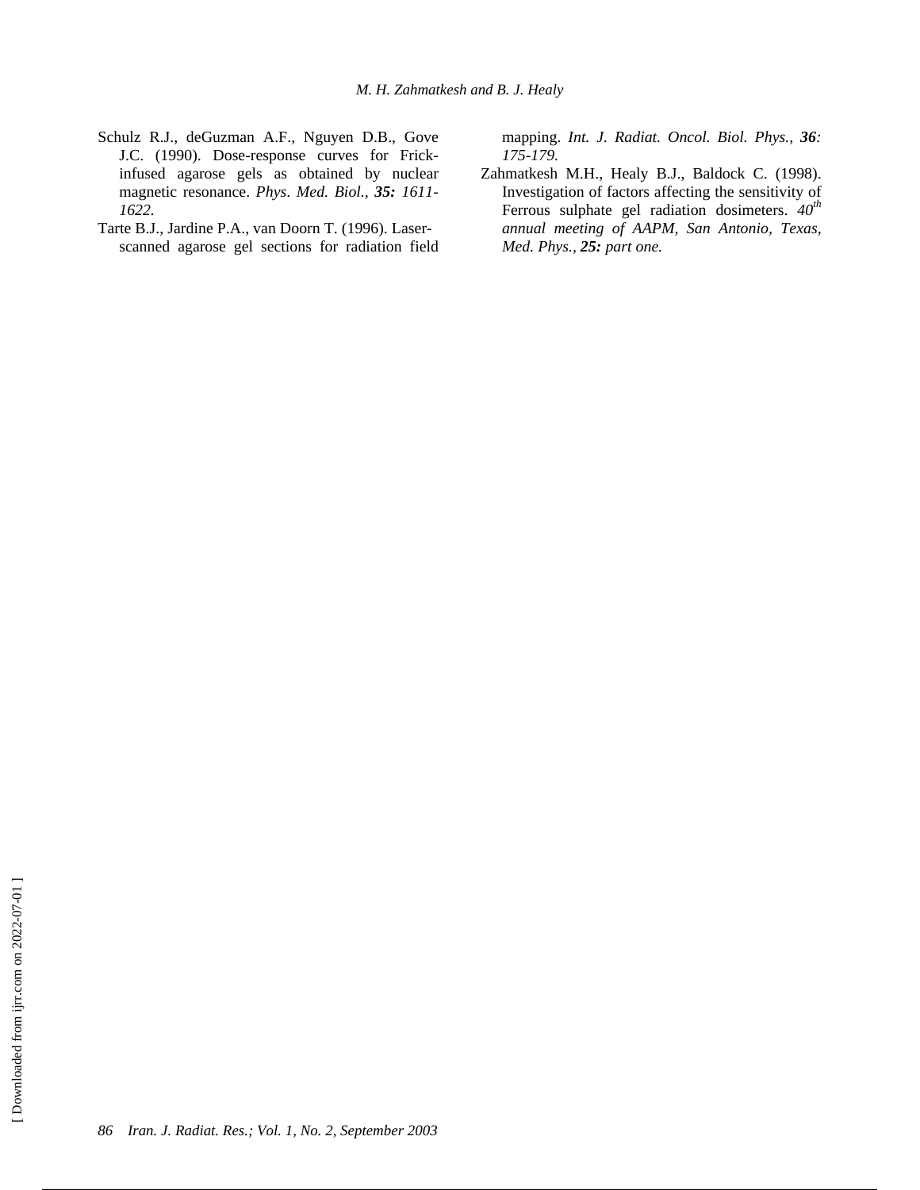Schulz R.J., deGuzman A.F., Nguyen D.B., Gove J.C. (1990). Dose-response curves for Frick-infused agarose gels as obtained by nuclear magnetic resonance. *Phys. Med. Biol.*, ***35:** 1611-1622.*

Tarte B.J., Jardine P.A., van Doorn T. (1996). Laser-scanned agarose gel sections for radiation field mapping. *Int. J. Radiat. Oncol. Biol. Phys.*, ***36**: 175-179.*

Zahmatkesh M.H., Healy B.J., Baldock C. (1998). Investigation of factors affecting the sensitivity of Ferrous sulphate gel radiation dosimeters. *40th annual meeting of AAPM, San Antonio, Texas, Med. Phys.*, ***25:** part one.*